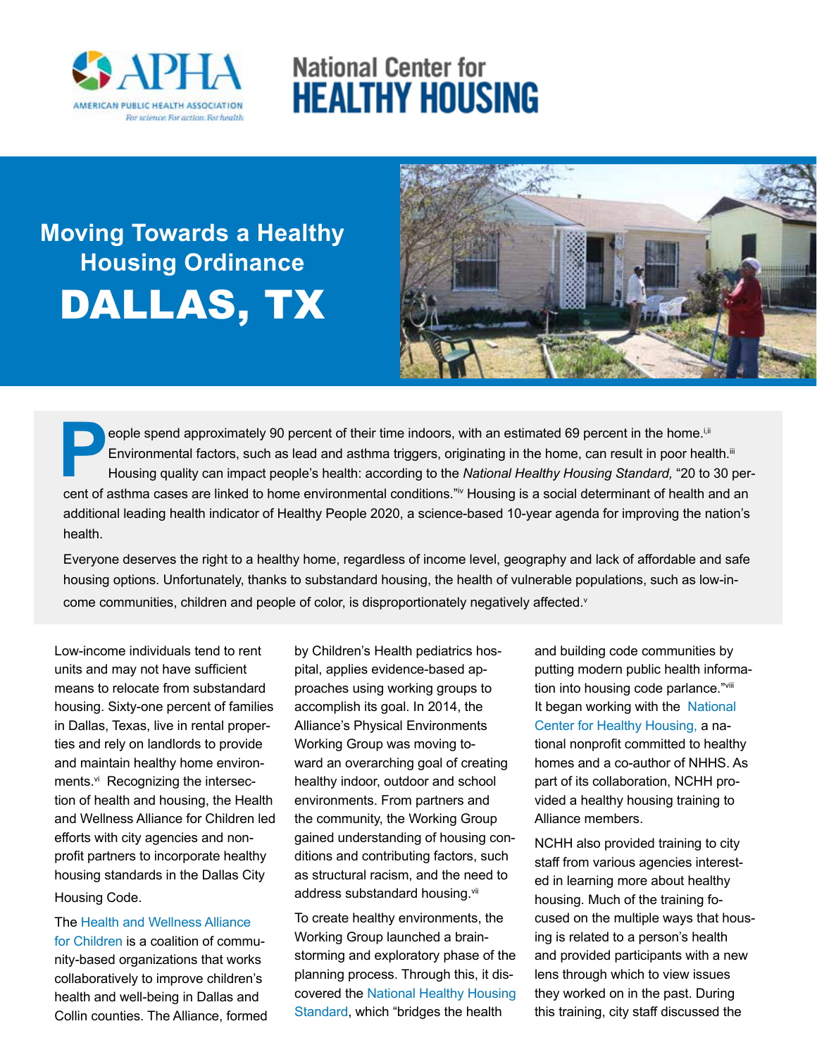APHA — American Public Health Association — For science. For action. For health.

National Center for HEALTHY HOUSING

# Moving Towards a Healthy Housing Ordinance

# DALLAS, TX

People spend approximately 90 percent of their time indoors, with an estimated 69 percent in the home.[i,ii] Environmental factors, such as lead and asthma triggers, originating in the home, can result in poor health.[iii] Housing quality can impact people's health: according to the *National Healthy Housing Standard,* "20 to 30 percent of asthma cases are linked to home environmental conditions."[iv] Housing is a social determinant of health and an additional leading health indicator of Healthy People 2020, a science-based 10-year agenda for improving the nation's health.

Everyone deserves the right to a healthy home, regardless of income level, geography and lack of affordable and safe housing options. Unfortunately, thanks to substandard housing, the health of vulnerable populations, such as low-income communities, children and people of color, is disproportionately negatively affected.[v]

Low-income individuals tend to rent units and may not have sufficient means to relocate from substandard housing. Sixty-one percent of families in Dallas, Texas, live in rental properties and rely on landlords to provide and maintain healthy home environments.[vi] Recognizing the intersection of health and housing, the Health and Wellness Alliance for Children led efforts with city agencies and nonprofit partners to incorporate healthy housing standards in the Dallas City Housing Code.

The Health and Wellness Alliance for Children is a coalition of community-based organizations that works collaboratively to improve children's health and well-being in Dallas and Collin counties. The Alliance, formed by Children's Health pediatrics hospital, applies evidence-based approaches using working groups to accomplish its goal. In 2014, the Alliance's Physical Environments Working Group was moving toward an overarching goal of creating healthy indoor, outdoor and school environments. From partners and the community, the Working Group gained understanding of housing conditions and contributing factors, such as structural racism, and the need to address substandard housing.[vii]

To create healthy environments, the Working Group launched a brainstorming and exploratory phase of the planning process. Through this, it discovered the National Healthy Housing Standard, which "bridges the health and building code communities by putting modern public health information into housing code parlance."[viii] It began working with the National Center for Healthy Housing, a national nonprofit committed to healthy homes and a co-author of NHHS. As part of its collaboration, NCHH provided a healthy housing training to Alliance members.

NCHH also provided training to city staff from various agencies interested in learning more about healthy housing. Much of the training focused on the multiple ways that housing is related to a person's health and provided participants with a new lens through which to view issues they worked on in the past. During this training, city staff discussed the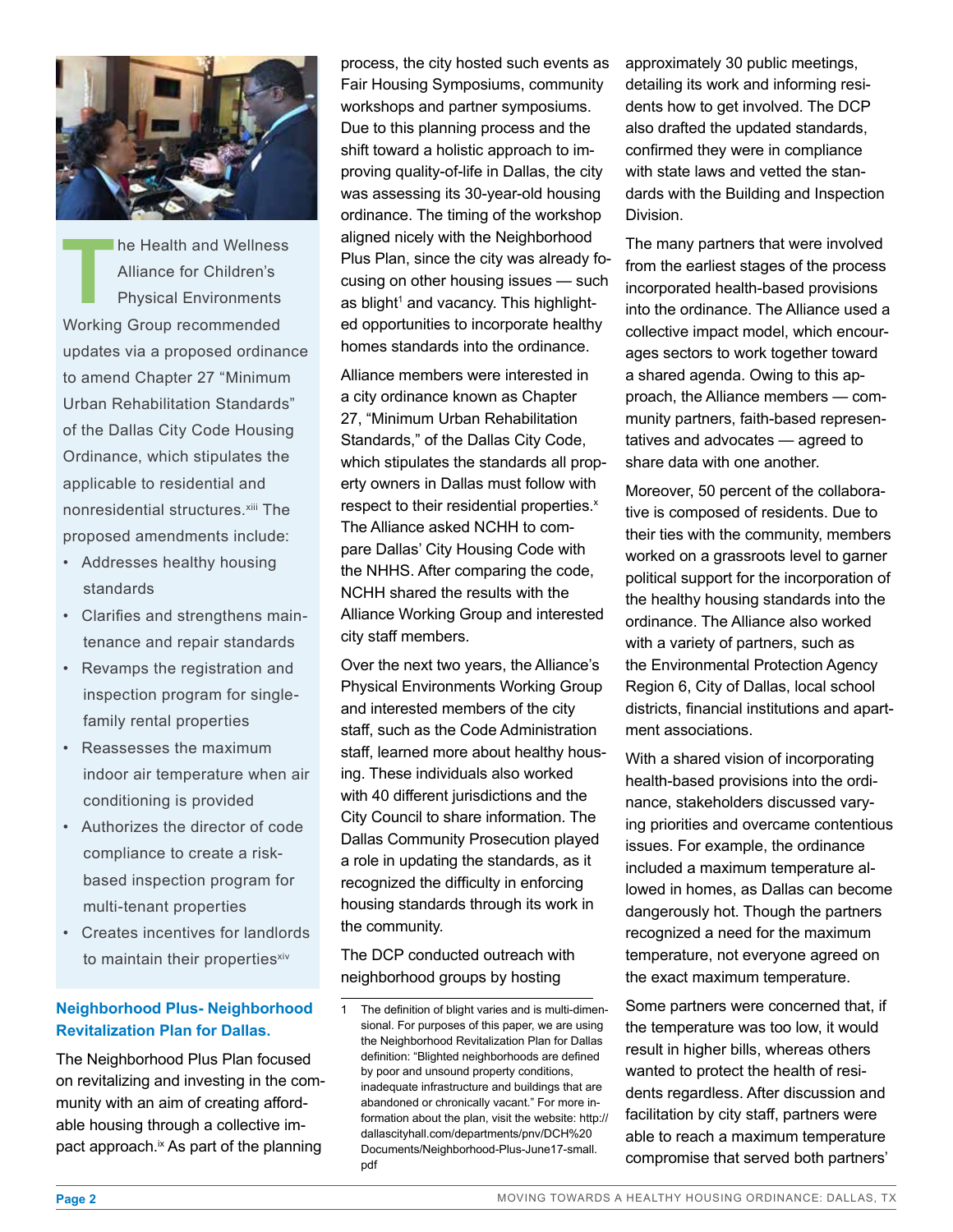The Health and Wellness Alliance for Children's Physical Environments Working Group recommended updates via a proposed ordinance to amend Chapter 27 "Minimum Urban Rehabilitation Standards" of the Dallas City Code Housing Ordinance, which stipulates the applicable to residential and nonresidential structures.[xiii] The proposed amendments include:

- Addresses healthy housing standards
- Clarifies and strengthens maintenance and repair standards
- Revamps the registration and inspection program for single-family rental properties
- Reassesses the maximum indoor air temperature when air conditioning is provided
- Authorizes the director of code compliance to create a risk-based inspection program for multi-tenant properties
- Creates incentives for landlords to maintain their properties[xiv]

### Neighborhood Plus- Neighborhood Revitalization Plan for Dallas.

The Neighborhood Plus Plan focused on revitalizing and investing in the community with an aim of creating affordable housing through a collective impact approach.[ix] As part of the planning process, the city hosted such events as Fair Housing Symposiums, community workshops and partner symposiums. Due to this planning process and the shift toward a holistic approach to improving quality-of-life in Dallas, the city was assessing its 30-year-old housing ordinance. The timing of the workshop aligned nicely with the Neighborhood Plus Plan, since the city was already focusing on other housing issues — such as blight[1] and vacancy. This highlighted opportunities to incorporate healthy homes standards into the ordinance.

Alliance members were interested in a city ordinance known as Chapter 27, "Minimum Urban Rehabilitation Standards," of the Dallas City Code, which stipulates the standards all property owners in Dallas must follow with respect to their residential properties.[x] The Alliance asked NCHH to compare Dallas' City Housing Code with the NHHS. After comparing the code, NCHH shared the results with the Alliance Working Group and interested city staff members.

Over the next two years, the Alliance's Physical Environments Working Group and interested members of the city staff, such as the Code Administration staff, learned more about healthy housing. These individuals also worked with 40 different jurisdictions and the City Council to share information. The Dallas Community Prosecution played a role in updating the standards, as it recognized the difficulty in enforcing housing standards through its work in the community.

The DCP conducted outreach with neighborhood groups by hosting approximately 30 public meetings, detailing its work and informing residents how to get involved. The DCP also drafted the updated standards, confirmed they were in compliance with state laws and vetted the standards with the Building and Inspection Division.

The many partners that were involved from the earliest stages of the process incorporated health-based provisions into the ordinance. The Alliance used a collective impact model, which encourages sectors to work together toward a shared agenda. Owing to this approach, the Alliance members — community partners, faith-based representatives and advocates — agreed to share data with one another.

Moreover, 50 percent of the collaborative is composed of residents. Due to their ties with the community, members worked on a grassroots level to garner political support for the incorporation of the healthy housing standards into the ordinance. The Alliance also worked with a variety of partners, such as the Environmental Protection Agency Region 6, City of Dallas, local school districts, financial institutions and apartment associations.

With a shared vision of incorporating health-based provisions into the ordinance, stakeholders discussed varying priorities and overcame contentious issues. For example, the ordinance included a maximum temperature allowed in homes, as Dallas can become dangerously hot. Though the partners recognized a need for the maximum temperature, not everyone agreed on the exact maximum temperature.

Some partners were concerned that, if the temperature was too low, it would result in higher bills, whereas others wanted to protect the health of residents regardless. After discussion and facilitation by city staff, partners were able to reach a maximum temperature compromise that served both partners'

---

1 The definition of blight varies and is multi-dimensional. For purposes of this paper, we are using the Neighborhood Revitalization Plan for Dallas definition: "Blighted neighborhoods are defined by poor and unsound property conditions, inadequate infrastructure and buildings that are abandoned or chronically vacant." For more information about the plan, visit the website: http://dallascityhall.com/departments/pnv/DCH%20Documents/Neighborhood-Plus-June17-small.pdf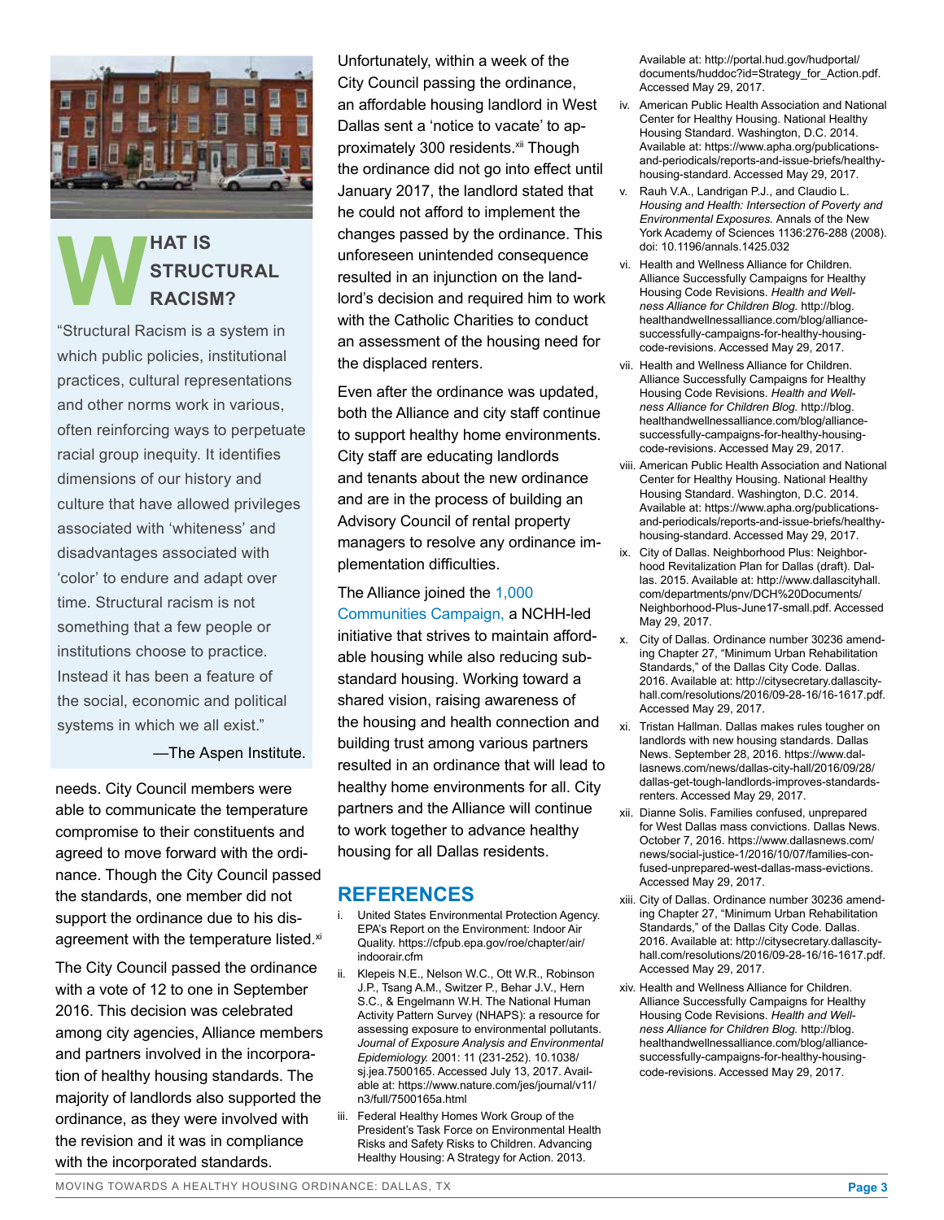## WHAT IS STRUCTURAL RACISM?

"Structural Racism is a system in which public policies, institutional practices, cultural representations and other norms work in various, often reinforcing ways to perpetuate racial group inequity. It identifies dimensions of our history and culture that have allowed privileges associated with 'whiteness' and disadvantages associated with 'color' to endure and adapt over time. Structural racism is not something that a few people or institutions choose to practice. Instead it has been a feature of the social, economic and political systems in which we all exist."

—The Aspen Institute.

needs. City Council members were able to communicate the temperature compromise to their constituents and agreed to move forward with the ordinance. Though the City Council passed the standards, one member did not support the ordinance due to his disagreement with the temperature listed.[xi]

The City Council passed the ordinance with a vote of 12 to one in September 2016. This decision was celebrated among city agencies, Alliance members and partners involved in the incorporation of healthy housing standards. The majority of landlords also supported the ordinance, as they were involved with the revision and it was in compliance with the incorporated standards.

Unfortunately, within a week of the City Council passing the ordinance, an affordable housing landlord in West Dallas sent a 'notice to vacate' to approximately 300 residents.[xii] Though the ordinance did not go into effect until January 2017, the landlord stated that he could not afford to implement the changes passed by the ordinance. This unforeseen unintended consequence resulted in an injunction on the landlord's decision and required him to work with the Catholic Charities to conduct an assessment of the housing need for the displaced renters.

Even after the ordinance was updated, both the Alliance and city staff continue to support healthy home environments. City staff are educating landlords and tenants about the new ordinance and are in the process of building an Advisory Council of rental property managers to resolve any ordinance implementation difficulties.

The Alliance joined the 1,000 Communities Campaign, a NCHH-led initiative that strives to maintain affordable housing while also reducing substandard housing. Working toward a shared vision, raising awareness of the housing and health connection and building trust among various partners resulted in an ordinance that will lead to healthy home environments for all. City partners and the Alliance will continue to work together to advance healthy housing for all Dallas residents.

## REFERENCES

i. United States Environmental Protection Agency. EPA's Report on the Environment: Indoor Air Quality. https://cfpub.epa.gov/roe/chapter/air/indoorair.cfm

ii. Klepeis N.E., Nelson W.C., Ott W.R., Robinson J.P., Tsang A.M., Switzer P., Behar J.V., Hern S.C., & Engelmann W.H. The National Human Activity Pattern Survey (NHAPS): a resource for assessing exposure to environmental pollutants. *Journal of Exposure Analysis and Environmental Epidemiology.* 2001: 11 (231-252). 10.1038/sj.jea.7500165. Accessed July 13, 2017. Available at: https://www.nature.com/jes/journal/v11/n3/full/7500165a.html

iii. Federal Healthy Homes Work Group of the President's Task Force on Environmental Health Risks and Safety Risks to Children. Advancing Healthy Housing: A Strategy for Action. 2013. Available at: http://portal.hud.gov/hudportal/documents/huddoc?id=Strategy_for_Action.pdf. Accessed May 29, 2017.

iv. American Public Health Association and National Center for Healthy Housing. National Healthy Housing Standard. Washington, D.C. 2014. Available at: https://www.apha.org/publications-and-periodicals/reports-and-issue-briefs/healthy-housing-standard. Accessed May 29, 2017.

v. Rauh V.A., Landrigan P.J., and Claudio L. *Housing and Health: Intersection of Poverty and Environmental Exposures.* Annals of the New York Academy of Sciences 1136:276-288 (2008). doi: 10.1196/annals.1425.032

vi. Health and Wellness Alliance for Children. Alliance Successfully Campaigns for Healthy Housing Code Revisions. *Health and Wellness Alliance for Children Blog.* http://blog.healthandwellnessalliance.com/blog/alliance-successfully-campaigns-for-healthy-housing-code-revisions. Accessed May 29, 2017.

vii. Health and Wellness Alliance for Children. Alliance Successfully Campaigns for Healthy Housing Code Revisions. *Health and Wellness Alliance for Children Blog.* http://blog.healthandwellnessalliance.com/blog/alliance-successfully-campaigns-for-healthy-housing-code-revisions. Accessed May 29, 2017.

viii. American Public Health Association and National Center for Healthy Housing. National Healthy Housing Standard. Washington, D.C. 2014. Available at: https://www.apha.org/publications-and-periodicals/reports-and-issue-briefs/healthy-housing-standard. Accessed May 29, 2017.

ix. City of Dallas. Neighborhood Plus: Neighborhood Revitalization Plan for Dallas (draft). Dallas. 2015. Available at: http://www.dallascityhall.com/departments/pnv/DCH%20Documents/Neighborhood-Plus-June17-small.pdf. Accessed May 29, 2017.

x. City of Dallas. Ordinance number 30236 amending Chapter 27, "Minimum Urban Rehabilitation Standards," of the Dallas City Code. Dallas. 2016. Available at: http://citysecretary.dallascityhall.com/resolutions/2016/09-28-16/16-1617.pdf. Accessed May 29, 2017.

xi. Tristan Hallman. Dallas makes rules tougher on landlords with new housing standards. Dallas News. September 28, 2016. https://www.dallasnews.com/news/dallas-city-hall/2016/09/28/dallas-get-tough-landlords-improves-standards-renters. Accessed May 29, 2017.

xii. Dianne Solis. Families confused, unprepared for West Dallas mass convictions. Dallas News. October 7, 2016. https://www.dallasnews.com/news/social-justice-1/2016/10/07/families-confused-unprepared-west-dallas-mass-evictions. Accessed May 29, 2017.

xiii. City of Dallas. Ordinance number 30236 amending Chapter 27, "Minimum Urban Rehabilitation Standards," of the Dallas City Code. Dallas. 2016. Available at: http://citysecretary.dallascityhall.com/resolutions/2016/09-28-16/16-1617.pdf. Accessed May 29, 2017.

xiv. Health and Wellness Alliance for Children. Alliance Successfully Campaigns for Healthy Housing Code Revisions. *Health and Wellness Alliance for Children Blog.* http://blog.healthandwellnessalliance.com/blog/alliance-successfully-campaigns-for-healthy-housing-code-revisions. Accessed May 29, 2017.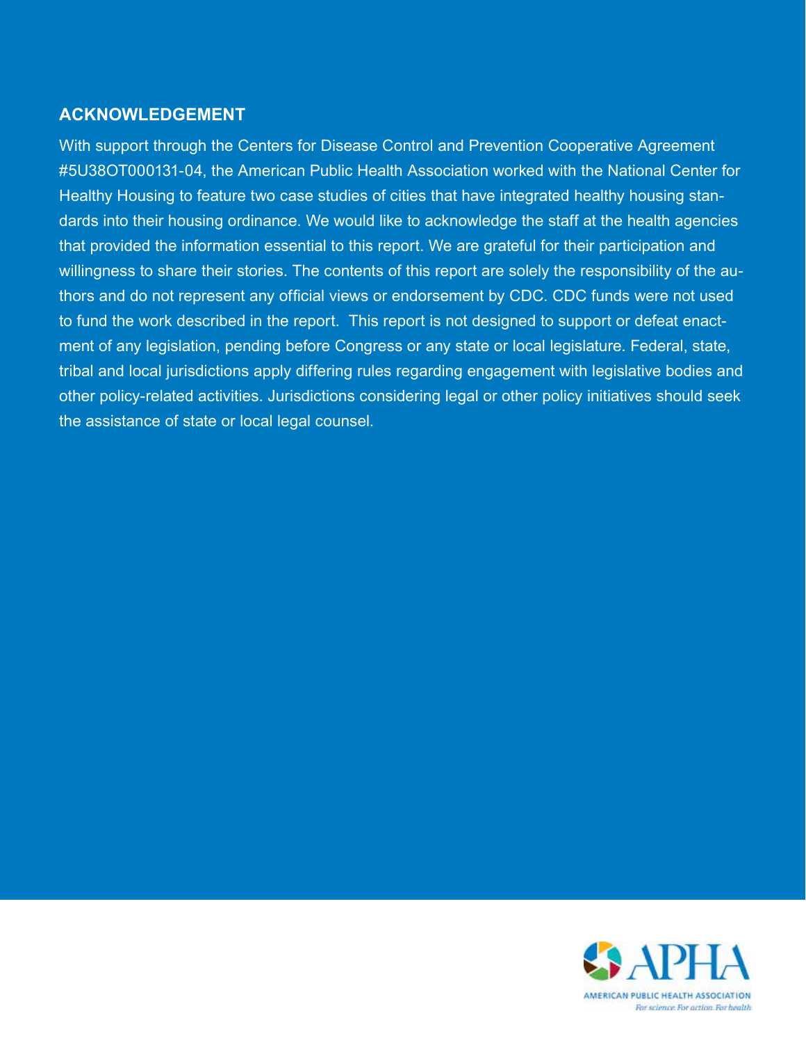## ACKNOWLEDGEMENT

With support through the Centers for Disease Control and Prevention Cooperative Agreement #5U38OT000131-04, the American Public Health Association worked with the National Center for Healthy Housing to feature two case studies of cities that have integrated healthy housing standards into their housing ordinance. We would like to acknowledge the staff at the health agencies that provided the information essential to this report. We are grateful for their participation and willingness to share their stories. The contents of this report are solely the responsibility of the authors and do not represent any official views or endorsement by CDC. CDC funds were not used to fund the work described in the report. This report is not designed to support or defeat enactment of any legislation, pending before Congress or any state or local legislature. Federal, state, tribal and local jurisdictions apply differing rules regarding engagement with legislative bodies and other policy-related activities. Jurisdictions considering legal or other policy initiatives should seek the assistance of state or local legal counsel.

APHA
AMERICAN PUBLIC HEALTH ASSOCIATION
*For science. For action. For health*